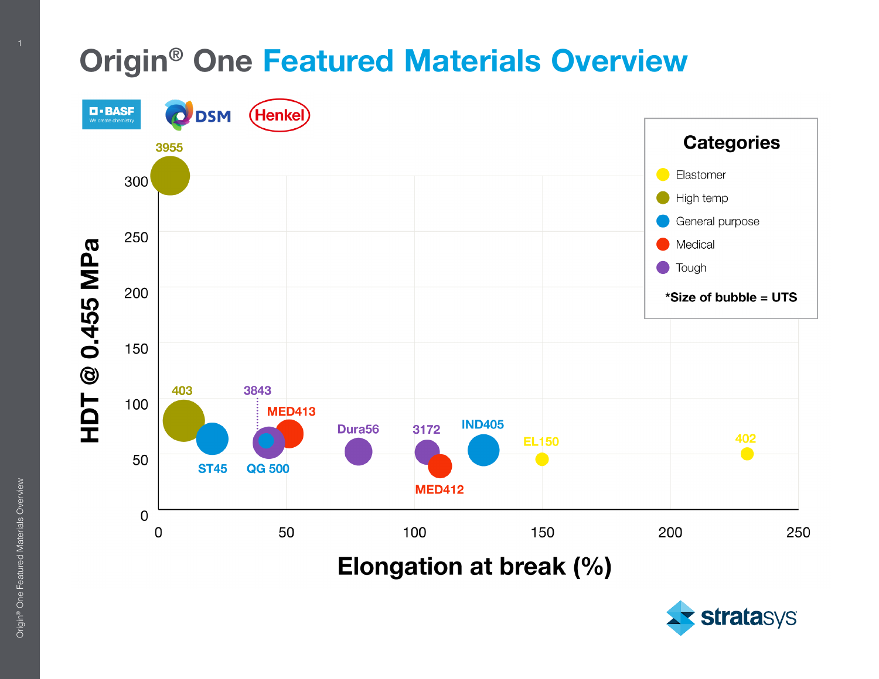# Origin® One Featured Materials Overview

BASF — We create chemistry | DSM | Henkel

**Categories**

- Elastomer
- High temp
- General purpose
- Medical
- Tough

***Size of bubble = UTS**

**HDT @ 0.455 MPa** (y-axis: 0, 50, 100, 150, 200, 250, 300)

**Elongation at break (%)** (x-axis: 0, 50, 100, 150, 200, 250)

Data labels: 3955, 403, ST45, 3843, QG 500, MED413, Dura56, 3172, MED412, IND405, EL150, 402

stratasys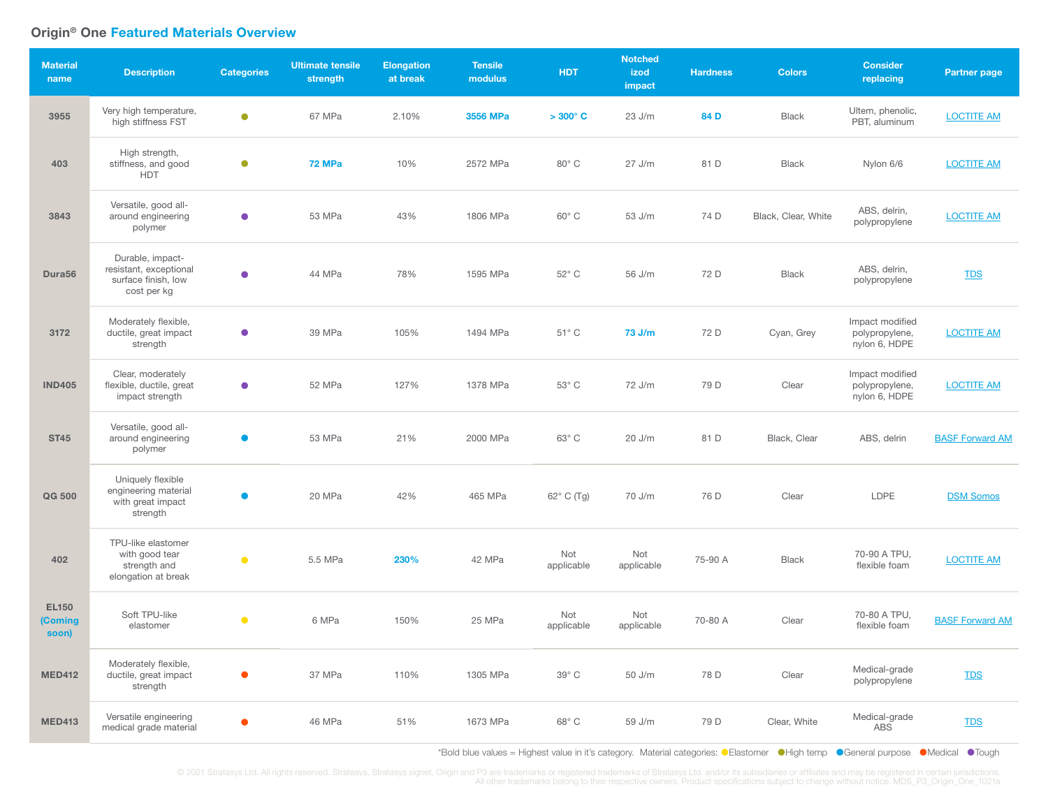## Origin® One Featured Materials Overview

| Material name | Description | Categories | Ultimate tensile strength | Elongation at break | Tensile modulus | HDT | Notched izod impact | Hardness | Colors | Consider replacing | Partner page |
|---|---|---|---|---|---|---|---|---|---|---|---|
| 3955 | Very high temperature, high stiffness FST | ● (High temp) | 67 MPa | 2.10% | **3556 MPa** | **> 300° C** | 23 J/m | **84 D** | Black | Ultem, phenolic, PBT, aluminum | LOCTITE AM |
| 403 | High strength, stiffness, and good HDT | ● (High temp) | **72 MPa** | 10% | 2572 MPa | 80° C | 27 J/m | 81 D | Black | Nylon 6/6 | LOCTITE AM |
| 3843 | Versatile, good all-around engineering polymer | ● (Tough) | 53 MPa | 43% | 1806 MPa | 60° C | 53 J/m | 74 D | Black, Clear, White | ABS, delrin, polypropylene | LOCTITE AM |
| Dura56 | Durable, impact-resistant, exceptional surface finish, low cost per kg | ● (Tough) | 44 MPa | 78% | 1595 MPa | 52° C | 56 J/m | 72 D | Black | ABS, delrin, polypropylene | TDS |
| 3172 | Moderately flexible, ductile, great impact strength | ● (Tough) | 39 MPa | 105% | 1494 MPa | 51° C | **73 J/m** | 72 D | Cyan, Grey | Impact modified polypropylene, nylon 6, HDPE | LOCTITE AM |
| IND405 | Clear, moderately flexible, ductile, great impact strength | ● (Tough) | 52 MPa | 127% | 1378 MPa | 53° C | 72 J/m | 79 D | Clear | Impact modified polypropylene, nylon 6, HDPE | LOCTITE AM |
| ST45 | Versatile, good all-around engineering polymer | ● (General purpose) | 53 MPa | 21% | 2000 MPa | 63° C | 20 J/m | 81 D | Black, Clear | ABS, delrin | BASF Forward AM |
| QG 500 | Uniquely flexible engineering material with great impact strength | ● (General purpose) | 20 MPa | 42% | 465 MPa | 62° C (Tg) | 70 J/m | 76 D | Clear | LDPE | DSM Somos |
| 402 | TPU-like elastomer with good tear strength and elongation at break | ● (Elastomer) | 5.5 MPa | **230%** | 42 MPa | Not applicable | Not applicable | 75-90 A | Black | 70-90 A TPU, flexible foam | LOCTITE AM |
| EL150 (Coming soon) | Soft TPU-like elastomer | ● (Elastomer) | 6 MPa | 150% | 25 MPa | Not applicable | Not applicable | 70-80 A | Clear | 70-80 A TPU, flexible foam | BASF Forward AM |
| MED412 | Moderately flexible, ductile, great impact strength | ● (Medical) | 37 MPa | 110% | 1305 MPa | 39° C | 50 J/m | 78 D | Clear | Medical-grade polypropylene | TDS |
| MED413 | Versatile engineering medical grade material | ● (Medical) | 46 MPa | 51% | 1673 MPa | 68° C | 59 J/m | 79 D | Clear, White | Medical-grade ABS | TDS |

*Bold blue values = Highest value in it's category. Material categories: ●Elastomer ●High temp ●General purpose ●Medical ●Tough

© 2021 Stratasys Ltd. All rights reserved. Stratasys, Stratasys signet, Origin and P3 are trademarks or registered trademarks of Stratasys Ltd. and/or its subsidiaries or affiliates and may be registered in certain jurisdictions. All other trademarks belong to their respective owners. Product specifications subject to change without notice. MDS_P3_Origin_One_1021a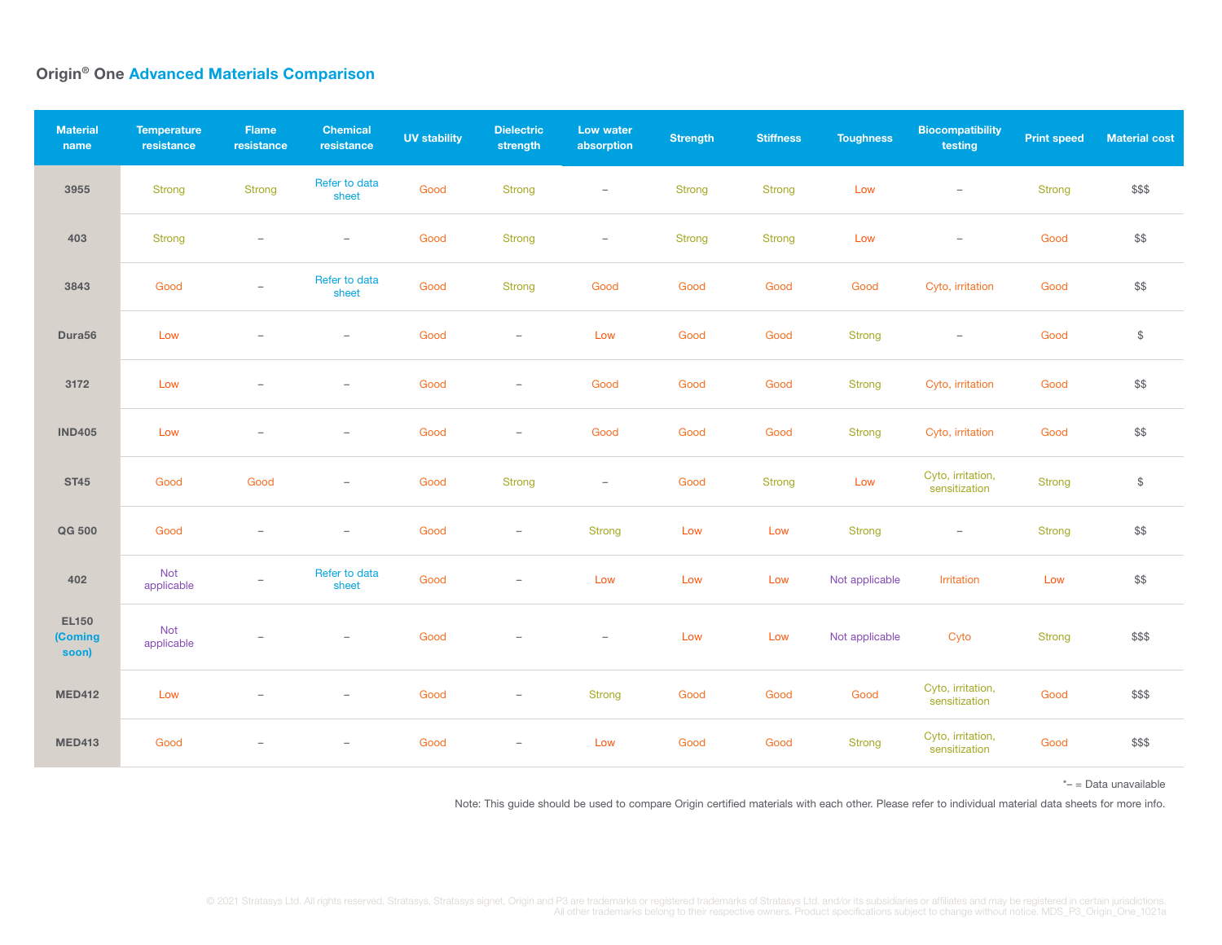## Origin® One Advanced Materials Comparison

| Material name | Temperature resistance | Flame resistance | Chemical resistance | UV stability | Dielectric strength | Low water absorption | Strength | Stiffness | Toughness | Biocompatibility testing | Print speed | Material cost |
|---|---|---|---|---|---|---|---|---|---|---|---|---|
| **3955** | Strong | Strong | Refer to data sheet | Good | Strong | – | Strong | Strong | Low | – | Strong | $$$ |
| **403** | Strong | – | – | Good | Strong | – | Strong | Strong | Low | – | Good | $$ |
| **3843** | Good | – | Refer to data sheet | Good | Strong | Good | Good | Good | Good | Cyto, irritation | Good | $$ |
| **Dura56** | Low | – | – | Good | – | Low | Good | Good | Strong | – | Good | $ |
| **3172** | Low | – | – | Good | – | Good | Good | Good | Strong | Cyto, irritation | Good | $$ |
| **IND405** | Low | – | – | Good | – | Good | Good | Good | Strong | Cyto, irritation | Good | $$ |
| **ST45** | Good | Good | – | Good | Strong | – | Good | Strong | Low | Cyto, irritation, sensitization | Strong | $ |
| **QG 500** | Good | – | – | Good | – | Strong | Low | Low | Strong | – | Strong | $$ |
| **402** | Not applicable | – | Refer to data sheet | Good | – | Low | Low | Low | Not applicable | Irritation | Low | $$ |
| **EL150 (Coming soon)** | Not applicable | – | – | Good | – | – | Low | Low | Not applicable | Cyto | Strong | $$$ |
| **MED412** | Low | – | – | Good | – | Strong | Good | Good | Good | Cyto, irritation, sensitization | Good | $$$ |
| **MED413** | Good | – | – | Good | – | Low | Good | Good | Strong | Cyto, irritation, sensitization | Good | $$$ |

*– = Data unavailable

Note: This guide should be used to compare Origin certified materials with each other. Please refer to individual material data sheets for more info.

© 2021 Stratasys Ltd. All rights reserved. Stratasys, Stratasys signet, Origin and P3 are trademarks or registered trademarks of Stratasys Ltd. and/or its subsidiaries or affiliates and may be registered in certain jurisdictions. All other trademarks belong to their respective owners. Product specifications subject to change without notice. MDS_P3_Origin_One_1021a